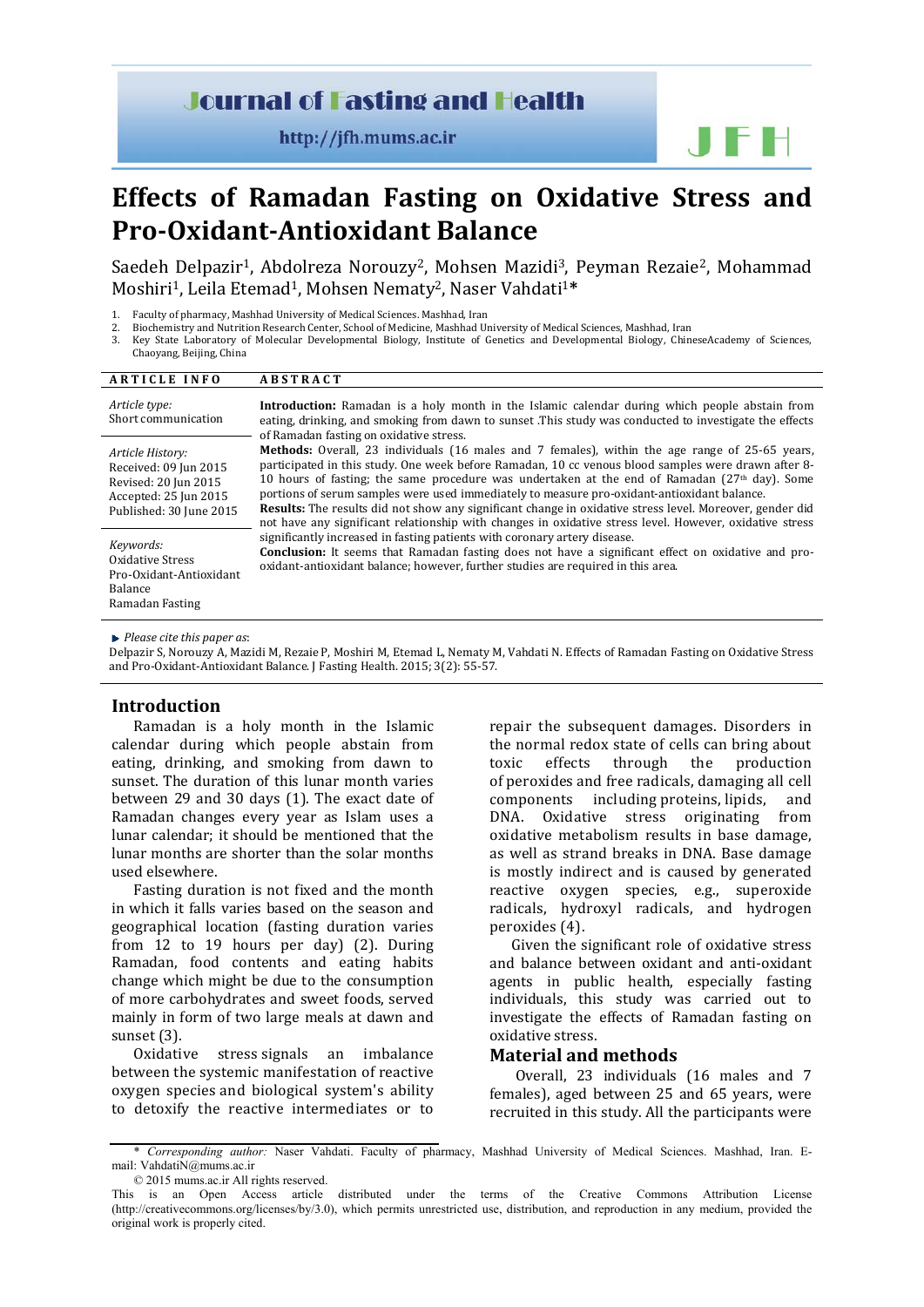# Effects of Ramadan Fasting on Oxidative Stress and Pro-Oxidant-Antioxidant Balance

Saedeh Delpazir[1], Abdolreza Norouzy[2], Mohsen Mazidi[3], Peyman Rezaie[2], Mohammad Moshiri[1], Leila Etemad[1], Mohsen Nematy[2], Naser Vahdati[1]*

1. Faculty of pharmacy, Mashhad University of Medical Sciences. Mashhad, Iran
2. Biochemistry and Nutrition Research Center, School of Medicine, Mashhad University of Medical Sciences, Mashhad, Iran
3. Key State Laboratory of Molecular Developmental Biology, Institute of Genetics and Developmental Biology, ChineseAcademy of Sciences, Chaoyang, Beijing, China

**ARTICLE INFO**

*Article type:*
Short communication

*Article History:*
Received: 09 Jun 2015
Revised: 20 Jun 2015
Accepted: 25 Jun 2015
Published: 30 June 2015

*Keywords:*
Oxidative Stress
Pro-Oxidant-Antioxidant Balance
Ramadan Fasting

**ABSTRACT**

**Introduction:** Ramadan is a holy month in the Islamic calendar during which people abstain from eating, drinking, and smoking from dawn to sunset .This study was conducted to investigate the effects of Ramadan fasting on oxidative stress.

**Methods:** Overall, 23 individuals (16 males and 7 females), within the age range of 25-65 years, participated in this study. One week before Ramadan, 10 cc venous blood samples were drawn after 8-10 hours of fasting; the same procedure was undertaken at the end of Ramadan (27th day). Some portions of serum samples were used immediately to measure pro-oxidant-antioxidant balance.

**Results:** The results did not show any significant change in oxidative stress level. Moreover, gender did not have any significant relationship with changes in oxidative stress level. However, oxidative stress significantly increased in fasting patients with coronary artery disease.

**Conclusion:** It seems that Ramadan fasting does not have a significant effect on oxidative and pro-oxidant-antioxidant balance; however, further studies are required in this area.

*Please cite this paper as*:
Delpazir S, Norouzy A, Mazidi M, Rezaie P, Moshiri M, Etemad L, Nematy M, Vahdati N. Effects of Ramadan Fasting on Oxidative Stress and Pro-Oxidant-Antioxidant Balance. J Fasting Health. 2015; 3(2): 55-57.

## Introduction

Ramadan is a holy month in the Islamic calendar during which people abstain from eating, drinking, and smoking from dawn to sunset. The duration of this lunar month varies between 29 and 30 days (1). The exact date of Ramadan changes every year as Islam uses a lunar calendar; it should be mentioned that the lunar months are shorter than the solar months used elsewhere.

Fasting duration is not fixed and the month in which it falls varies based on the season and geographical location (fasting duration varies from 12 to 19 hours per day) (2). During Ramadan, food contents and eating habits change which might be due to the consumption of more carbohydrates and sweet foods, served mainly in form of two large meals at dawn and sunset (3).

Oxidative stress signals an imbalance between the systemic manifestation of reactive oxygen species and biological system's ability to detoxify the reactive intermediates or to repair the subsequent damages. Disorders in the normal redox state of cells can bring about toxic effects through the production of peroxides and free radicals, damaging all cell components including proteins, lipids, and DNA. Oxidative stress originating from oxidative metabolism results in base damage, as well as strand breaks in DNA. Base damage is mostly indirect and is caused by generated reactive oxygen species, e.g., superoxide radicals, hydroxyl radicals, and hydrogen peroxides (4).

Given the significant role of oxidative stress and balance between oxidant and anti-oxidant agents in public health, especially fasting individuals, this study was carried out to investigate the effects of Ramadan fasting on oxidative stress.

## Material and methods

Overall, 23 individuals (16 males and 7 females), aged between 25 and 65 years, were recruited in this study. All the participants were

---

\* *Corresponding author:* Naser Vahdati. Faculty of pharmacy, Mashhad University of Medical Sciences. Mashhad, Iran. E-mail: VahdatiN@mums.ac.ir

© 2015 mums.ac.ir All rights reserved.

This is an Open Access article distributed under the terms of the Creative Commons Attribution License (http://creativecommons.org/licenses/by/3.0), which permits unrestricted use, distribution, and reproduction in any medium, provided the original work is properly cited.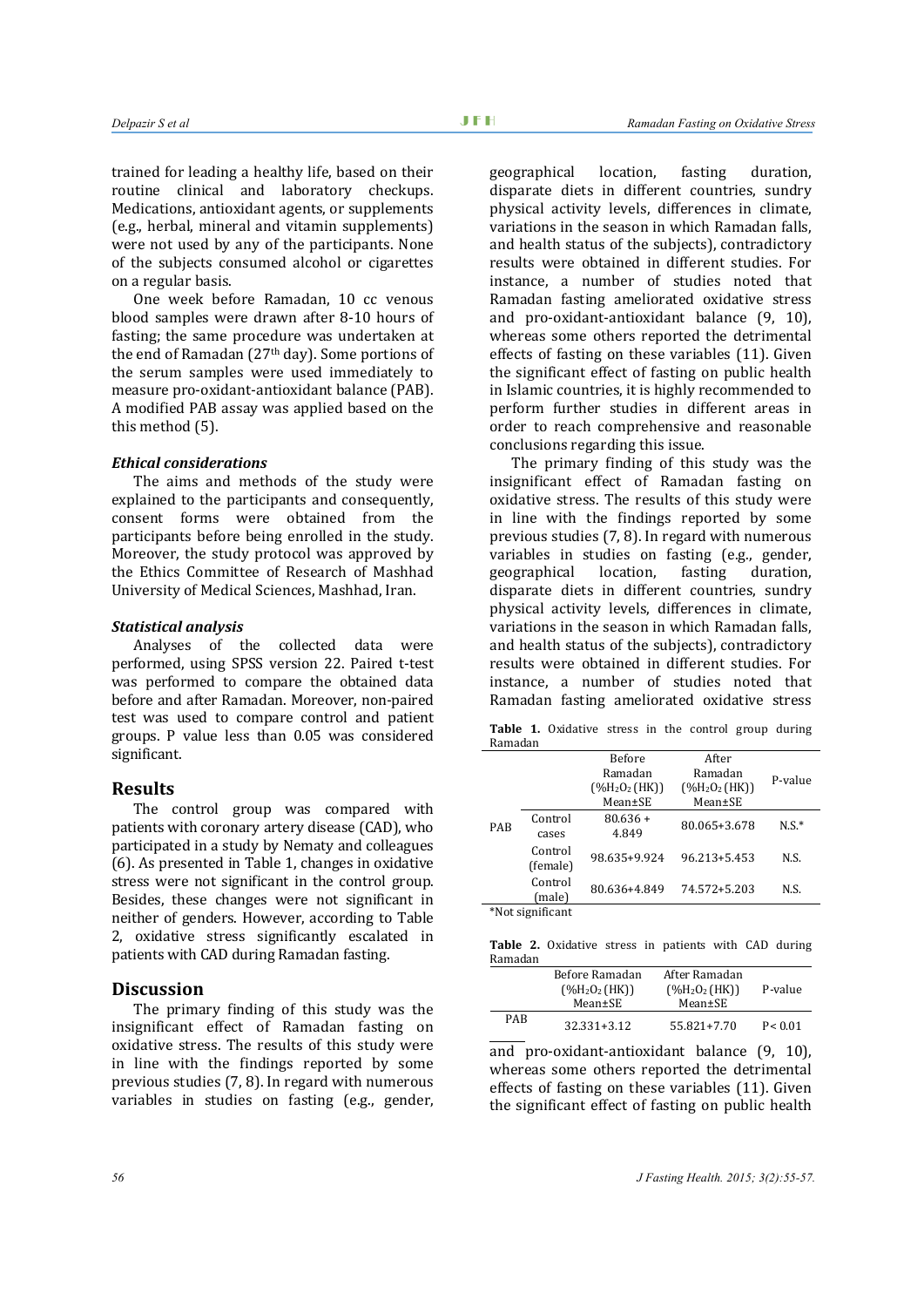trained for leading a healthy life, based on their routine clinical and laboratory checkups. Medications, antioxidant agents, or supplements (e.g., herbal, mineral and vitamin supplements) were not used by any of the participants. None of the subjects consumed alcohol or cigarettes on a regular basis.

One week before Ramadan, 10 cc venous blood samples were drawn after 8-10 hours of fasting; the same procedure was undertaken at the end of Ramadan (27th day). Some portions of the serum samples were used immediately to measure pro-oxidant-antioxidant balance (PAB). A modified PAB assay was applied based on the this method (5).

### *Ethical considerations*

The aims and methods of the study were explained to the participants and consequently, consent forms were obtained from the participants before being enrolled in the study. Moreover, the study protocol was approved by the Ethics Committee of Research of Mashhad University of Medical Sciences, Mashhad, Iran.

### *Statistical analysis*

Analyses of the collected data were performed, using SPSS version 22. Paired t-test was performed to compare the obtained data before and after Ramadan. Moreover, non-paired test was used to compare control and patient groups. P value less than 0.05 was considered significant.

## Results

The control group was compared with patients with coronary artery disease (CAD), who participated in a study by Nematy and colleagues (6). As presented in Table 1, changes in oxidative stress were not significant in the control group. Besides, these changes were not significant in neither of genders. However, according to Table 2, oxidative stress significantly escalated in patients with CAD during Ramadan fasting.

## Discussion

The primary finding of this study was the insignificant effect of Ramadan fasting on oxidative stress. The results of this study were in line with the findings reported by some previous studies (7, 8). In regard with numerous variables in studies on fasting (e.g., gender, geographical location, fasting duration, disparate diets in different countries, sundry physical activity levels, differences in climate, variations in the season in which Ramadan falls, and health status of the subjects), contradictory results were obtained in different studies. For instance, a number of studies noted that Ramadan fasting ameliorated oxidative stress and pro-oxidant-antioxidant balance (9, 10), whereas some others reported the detrimental effects of fasting on these variables (11). Given the significant effect of fasting on public health in Islamic countries, it is highly recommended to perform further studies in different areas in order to reach comprehensive and reasonable conclusions regarding this issue.

The primary finding of this study was the insignificant effect of Ramadan fasting on oxidative stress. The results of this study were in line with the findings reported by some previous studies (7, 8). In regard with numerous variables in studies on fasting (e.g., gender, geographical location, fasting duration, disparate diets in different countries, sundry physical activity levels, differences in climate, variations in the season in which Ramadan falls, and health status of the subjects), contradictory results were obtained in different studies. For instance, a number of studies noted that Ramadan fasting ameliorated oxidative stress and pro-oxidant-antioxidant balance (9, 10), whereas some others reported the detrimental effects of fasting on these variables (11). Given the significant effect of fasting on public health

**Table 1.** Oxidative stress in the control group during Ramadan

| | | Before Ramadan (%$H_2O_2$ (HK)) Mean±SE | After Ramadan (%$H_2O_2$ (HK)) Mean±SE | P-value |
|---|---|---|---|---|
| PAB | Control cases | 80.636 + 4.849 | 80.065+3.678 | N.S.* |
| | Control (female) | 98.635+9.924 | 96.213+5.453 | N.S. |
| | Control (male) | 80.636+4.849 | 74.572+5.203 | N.S. |

*Not significant

**Table 2.** Oxidative stress in patients with CAD during Ramadan

| | Before Ramadan (%$H_2O_2$ (HK)) Mean±SE | After Ramadan (%$H_2O_2$ (HK)) Mean±SE | P-value |
|---|---|---|---|
| PAB | 32.331+3.12 | 55.821+7.70 | P< 0.01 |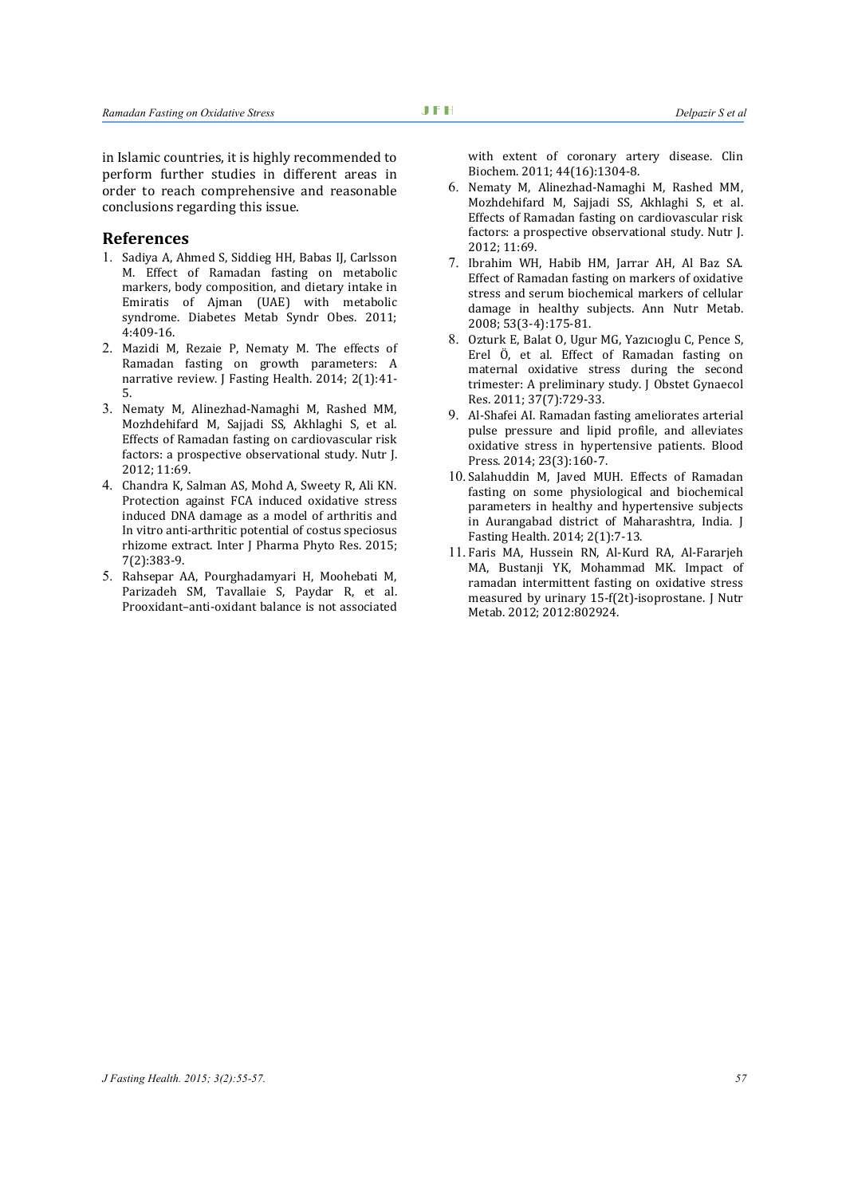in Islamic countries, it is highly recommended to perform further studies in different areas in order to reach comprehensive and reasonable conclusions regarding this issue.

## References

1. Sadiya A, Ahmed S, Siddieg HH, Babas IJ, Carlsson M. Effect of Ramadan fasting on metabolic markers, body composition, and dietary intake in Emiratis of Ajman (UAE) with metabolic syndrome. Diabetes Metab Syndr Obes. 2011; 4:409-16.
2. Mazidi M, Rezaie P, Nematy M. The effects of Ramadan fasting on growth parameters: A narrative review. J Fasting Health. 2014; 2(1):41-5.
3. Nematy M, Alinezhad-Namaghi M, Rashed MM, Mozhdehifard M, Sajjadi SS, Akhlaghi S, et al. Effects of Ramadan fasting on cardiovascular risk factors: a prospective observational study. Nutr J. 2012; 11:69.
4. Chandra K, Salman AS, Mohd A, Sweety R, Ali KN. Protection against FCA induced oxidative stress induced DNA damage as a model of arthritis and In vitro anti-arthritic potential of costus speciosus rhizome extract. Inter J Pharma Phyto Res. 2015; 7(2):383-9.
5. Rahsepar AA, Pourghadamyari H, Moohebati M, Parizadeh SM, Tavallaie S, Paydar R, et al. Prooxidant–anti-oxidant balance is not associated with extent of coronary artery disease. Clin Biochem. 2011; 44(16):1304-8.
6. Nematy M, Alinezhad-Namaghi M, Rashed MM, Mozhdehifard M, Sajjadi SS, Akhlaghi S, et al. Effects of Ramadan fasting on cardiovascular risk factors: a prospective observational study. Nutr J. 2012; 11:69.
7. Ibrahim WH, Habib HM, Jarrar AH, Al Baz SA. Effect of Ramadan fasting on markers of oxidative stress and serum biochemical markers of cellular damage in healthy subjects. Ann Nutr Metab. 2008; 53(3-4):175-81.
8. Ozturk E, Balat O, Ugur MG, Yazıcıoglu C, Pence S, Erel Ö, et al. Effect of Ramadan fasting on maternal oxidative stress during the second trimester: A preliminary study. J Obstet Gynaecol Res. 2011; 37(7):729-33.
9. Al-Shafei AI. Ramadan fasting ameliorates arterial pulse pressure and lipid profile, and alleviates oxidative stress in hypertensive patients. Blood Press. 2014; 23(3):160-7.
10. Salahuddin M, Javed MUH. Effects of Ramadan fasting on some physiological and biochemical parameters in healthy and hypertensive subjects in Aurangabad district of Maharashtra, India. J Fasting Health. 2014; 2(1):7-13.
11. Faris MA, Hussein RN, Al-Kurd RA, Al-Fararjeh MA, Bustanji YK, Mohammad MK. Impact of ramadan intermittent fasting on oxidative stress measured by urinary 15-f(2t)-isoprostane. J Nutr Metab. 2012; 2012:802924.